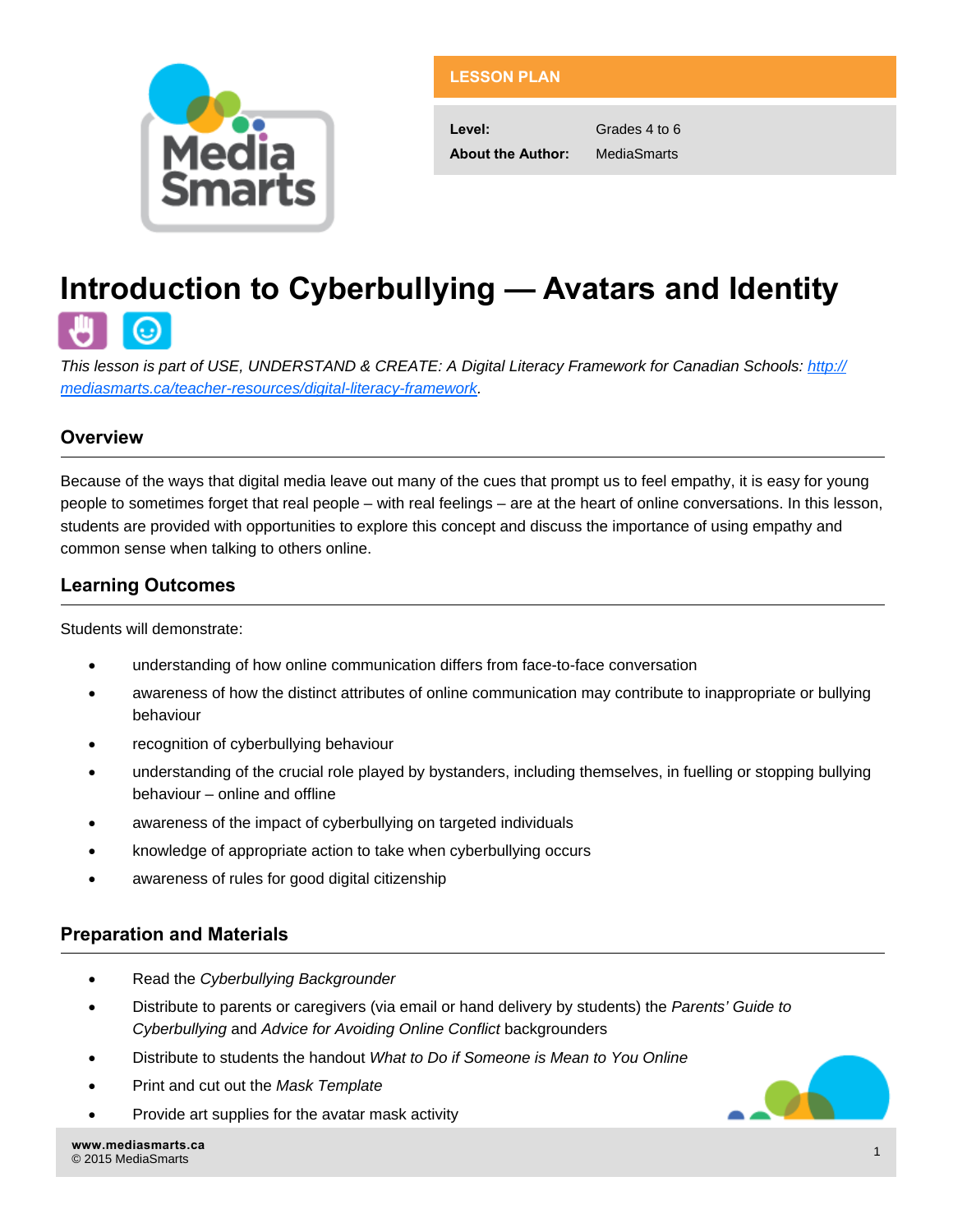LESSON PLAN

| | |
|---|---|
| **Level:** | Grades 4 to 6 |
| **About the Author:** | MediaSmarts |

# Introduction to Cyberbullying — Avatars and Identity

*This lesson is part of USE, UNDERSTAND & CREATE: A Digital Literacy Framework for Canadian Schools: [http://mediasmarts.ca/teacher-resources/digital-literacy-framework](http://mediasmarts.ca/teacher-resources/digital-literacy-framework).*

## Overview

Because of the ways that digital media leave out many of the cues that prompt us to feel empathy, it is easy for young people to sometimes forget that real people – with real feelings – are at the heart of online conversations. In this lesson, students are provided with opportunities to explore this concept and discuss the importance of using empathy and common sense when talking to others online.

## Learning Outcomes

Students will demonstrate:

- understanding of how online communication differs from face-to-face conversation
- awareness of how the distinct attributes of online communication may contribute to inappropriate or bullying behaviour
- recognition of cyberbullying behaviour
- understanding of the crucial role played by bystanders, including themselves, in fuelling or stopping bullying behaviour – online and offline
- awareness of the impact of cyberbullying on targeted individuals
- knowledge of appropriate action to take when cyberbullying occurs
- awareness of rules for good digital citizenship

## Preparation and Materials

- Read the *Cyberbullying Backgrounder*
- Distribute to parents or caregivers (via email or hand delivery by students) the *Parents' Guide to Cyberbullying* and *Advice for Avoiding Online Conflict* backgrounders
- Distribute to students the handout *What to Do if Someone is Mean to You Online*
- Print and cut out the *Mask Template*
- Provide art supplies for the avatar mask activity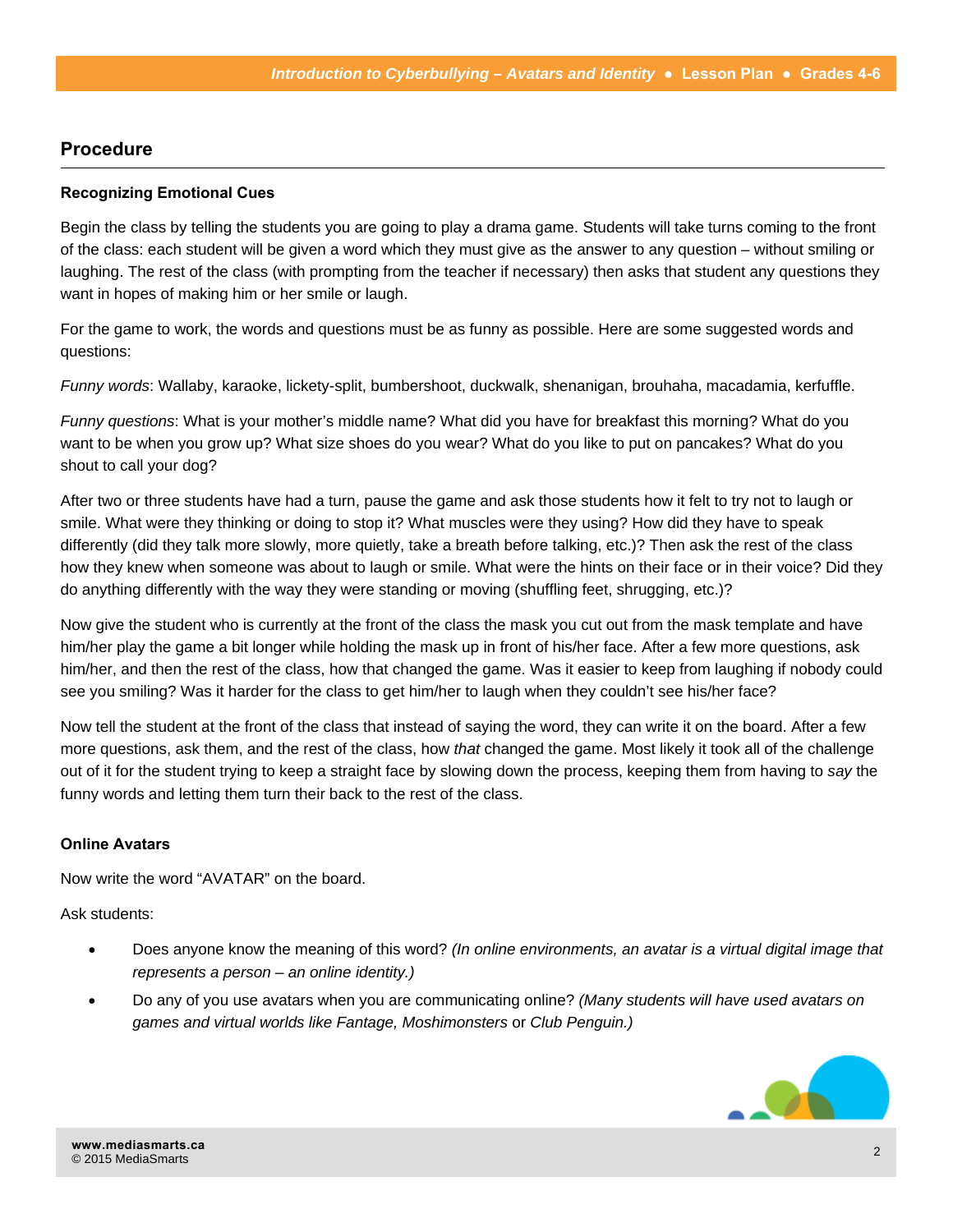## Procedure

### Recognizing Emotional Cues

Begin the class by telling the students you are going to play a drama game. Students will take turns coming to the front of the class: each student will be given a word which they must give as the answer to any question – without smiling or laughing. The rest of the class (with prompting from the teacher if necessary) then asks that student any questions they want in hopes of making him or her smile or laugh.

For the game to work, the words and questions must be as funny as possible. Here are some suggested words and questions:

*Funny words*: Wallaby, karaoke, lickety-split, bumbershoot, duckwalk, shenanigan, brouhaha, macadamia, kerfuffle.

*Funny questions*: What is your mother's middle name? What did you have for breakfast this morning? What do you want to be when you grow up? What size shoes do you wear? What do you like to put on pancakes? What do you shout to call your dog?

After two or three students have had a turn, pause the game and ask those students how it felt to try not to laugh or smile. What were they thinking or doing to stop it? What muscles were they using? How did they have to speak differently (did they talk more slowly, more quietly, take a breath before talking, etc.)? Then ask the rest of the class how they knew when someone was about to laugh or smile. What were the hints on their face or in their voice? Did they do anything differently with the way they were standing or moving (shuffling feet, shrugging, etc.)?

Now give the student who is currently at the front of the class the mask you cut out from the mask template and have him/her play the game a bit longer while holding the mask up in front of his/her face. After a few more questions, ask him/her, and then the rest of the class, how that changed the game. Was it easier to keep from laughing if nobody could see you smiling? Was it harder for the class to get him/her to laugh when they couldn't see his/her face?

Now tell the student at the front of the class that instead of saying the word, they can write it on the board. After a few more questions, ask them, and the rest of the class, how *that* changed the game. Most likely it took all of the challenge out of it for the student trying to keep a straight face by slowing down the process, keeping them from having to *say* the funny words and letting them turn their back to the rest of the class.

### Online Avatars

Now write the word "AVATAR" on the board.

Ask students:

- Does anyone know the meaning of this word? *(In online environments, an avatar is a virtual digital image that represents a person – an online identity.)*
- Do any of you use avatars when you are communicating online? *(Many students will have used avatars on games and virtual worlds like Fantage, Moshimonsters* or *Club Penguin.)*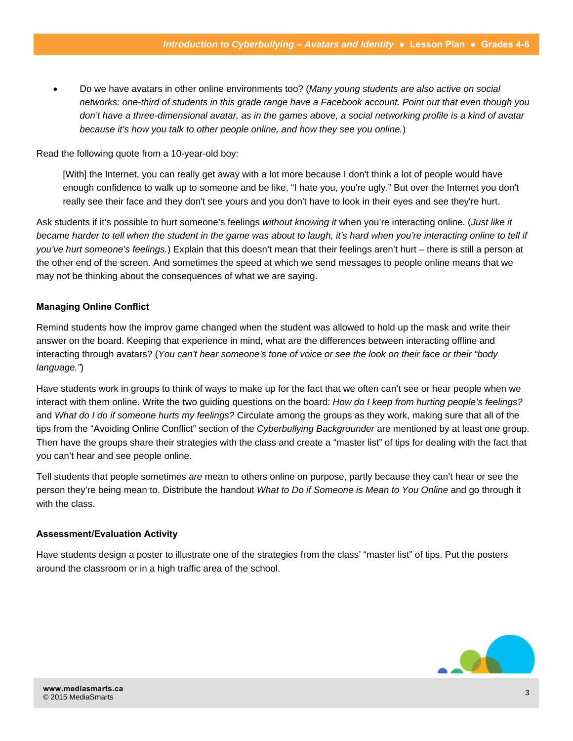- Do we have avatars in other online environments too? (*Many young students are also active on social networks: one-third of students in this grade range have a Facebook account. Point out that even though you don't have a three-dimensional avatar, as in the games above, a social networking profile is a kind of avatar because it's how you talk to other people online, and how they see you online.*)

Read the following quote from a 10-year-old boy:

> [With] the Internet, you can really get away with a lot more because I don't think a lot of people would have enough confidence to walk up to someone and be like, "I hate you, you're ugly." But over the Internet you don't really see their face and they don't see yours and you don't have to look in their eyes and see they're hurt.

Ask students if it's possible to hurt someone's feelings *without knowing it* when you're interacting online. (*Just like it became harder to tell when the student in the game was about to laugh, it's hard when you're interacting online to tell if you've hurt someone's feelings.*) Explain that this doesn't mean that their feelings aren't hurt – there is still a person at the other end of the screen. And sometimes the speed at which we send messages to people online means that we may not be thinking about the consequences of what we are saying.

**Managing Online Conflict**

Remind students how the improv game changed when the student was allowed to hold up the mask and write their answer on the board. Keeping that experience in mind, what are the differences between interacting offline and interacting through avatars? (*You can't hear someone's tone of voice or see the look on their face or their "body language."*)

Have students work in groups to think of ways to make up for the fact that we often can't see or hear people when we interact with them online. Write the two guiding questions on the board: *How do I keep from hurting people's feelings?* and *What do I do if someone hurts my feelings?* Circulate among the groups as they work, making sure that all of the tips from the "Avoiding Online Conflict" section of the *Cyberbullying Backgrounder* are mentioned by at least one group. Then have the groups share their strategies with the class and create a "master list" of tips for dealing with the fact that you can't hear and see people online.

Tell students that people sometimes *are* mean to others online on purpose, partly because they can't hear or see the person they're being mean to. Distribute the handout *What to Do if Someone is Mean to You Online* and go through it with the class.

**Assessment/Evaluation Activity**

Have students design a poster to illustrate one of the strategies from the class' "master list" of tips. Put the posters around the classroom or in a high traffic area of the school.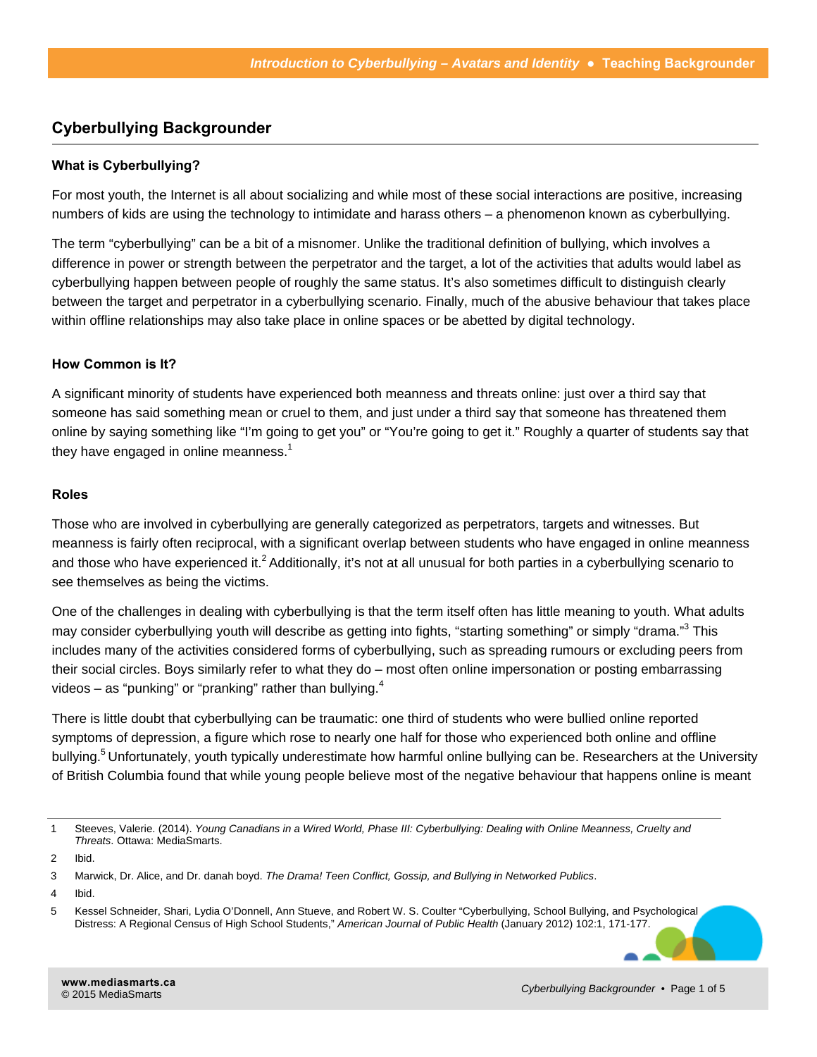## Cyberbullying Backgrounder

### What is Cyberbullying?

For most youth, the Internet is all about socializing and while most of these social interactions are positive, increasing numbers of kids are using the technology to intimidate and harass others – a phenomenon known as cyberbullying.

The term "cyberbullying" can be a bit of a misnomer. Unlike the traditional definition of bullying, which involves a difference in power or strength between the perpetrator and the target, a lot of the activities that adults would label as cyberbullying happen between people of roughly the same status. It's also sometimes difficult to distinguish clearly between the target and perpetrator in a cyberbullying scenario. Finally, much of the abusive behaviour that takes place within offline relationships may also take place in online spaces or be abetted by digital technology.

### How Common is It?

A significant minority of students have experienced both meanness and threats online: just over a third say that someone has said something mean or cruel to them, and just under a third say that someone has threatened them online by saying something like "I'm going to get you" or "You're going to get it." Roughly a quarter of students say that they have engaged in online meanness.[1]

### Roles

Those who are involved in cyberbullying are generally categorized as perpetrators, targets and witnesses. But meanness is fairly often reciprocal, with a significant overlap between students who have engaged in online meanness and those who have experienced it.[2] Additionally, it's not at all unusual for both parties in a cyberbullying scenario to see themselves as being the victims.

One of the challenges in dealing with cyberbullying is that the term itself often has little meaning to youth. What adults may consider cyberbullying youth will describe as getting into fights, "starting something" or simply "drama."[3] This includes many of the activities considered forms of cyberbullying, such as spreading rumours or excluding peers from their social circles. Boys similarly refer to what they do – most often online impersonation or posting embarrassing videos – as "punking" or "pranking" rather than bullying.[4]

There is little doubt that cyberbullying can be traumatic: one third of students who were bullied online reported symptoms of depression, a figure which rose to nearly one half for those who experienced both online and offline bullying.[5] Unfortunately, youth typically underestimate how harmful online bullying can be. Researchers at the University of British Columbia found that while young people believe most of the negative behaviour that happens online is meant

---

1 Steeves, Valerie. (2014). *Young Canadians in a Wired World, Phase III: Cyberbullying: Dealing with Online Meanness, Cruelty and Threats*. Ottawa: MediaSmarts.

2 Ibid.

3 Marwick, Dr. Alice, and Dr. danah boyd. *The Drama! Teen Conflict, Gossip, and Bullying in Networked Publics*.

4 Ibid.

5 Kessel Schneider, Shari, Lydia O'Donnell, Ann Stueve, and Robert W. S. Coulter "Cyberbullying, School Bullying, and Psychological Distress: A Regional Census of High School Students," *American Journal of Public Health* (January 2012) 102:1, 171-177.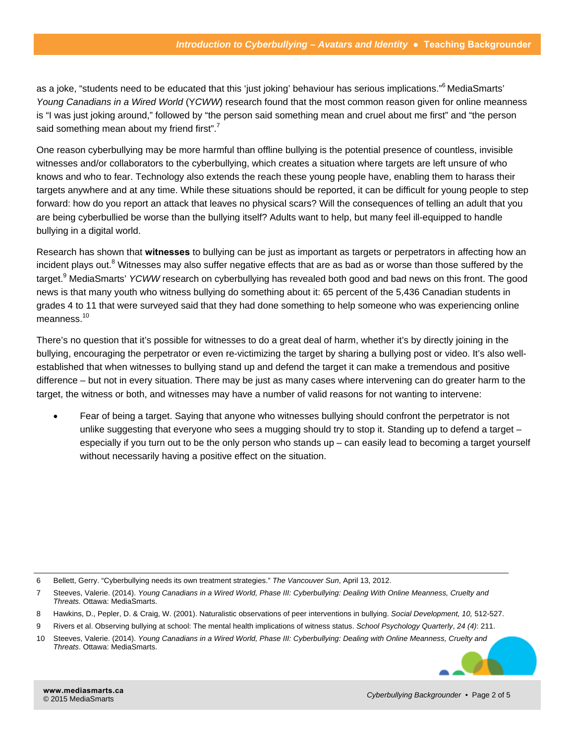as a joke, "students need to be educated that this 'just joking' behaviour has serious implications."[6] MediaSmarts' *Young Canadians in a Wired World* (*YCWW*) research found that the most common reason given for online meanness is "I was just joking around," followed by "the person said something mean and cruel about me first" and "the person said something mean about my friend first".[7]

One reason cyberbullying may be more harmful than offline bullying is the potential presence of countless, invisible witnesses and/or collaborators to the cyberbullying, which creates a situation where targets are left unsure of who knows and who to fear. Technology also extends the reach these young people have, enabling them to harass their targets anywhere and at any time. While these situations should be reported, it can be difficult for young people to step forward: how do you report an attack that leaves no physical scars? Will the consequences of telling an adult that you are being cyberbullied be worse than the bullying itself? Adults want to help, but many feel ill-equipped to handle bullying in a digital world.

Research has shown that **witnesses** to bullying can be just as important as targets or perpetrators in affecting how an incident plays out.[8] Witnesses may also suffer negative effects that are as bad as or worse than those suffered by the target.[9] MediaSmarts' *YCWW* research on cyberbullying has revealed both good and bad news on this front. The good news is that many youth who witness bullying do something about it: 65 percent of the 5,436 Canadian students in grades 4 to 11 that were surveyed said that they had done something to help someone who was experiencing online meanness.[10]

There's no question that it's possible for witnesses to do a great deal of harm, whether it's by directly joining in the bullying, encouraging the perpetrator or even re-victimizing the target by sharing a bullying post or video. It's also well-established that when witnesses to bullying stand up and defend the target it can make a tremendous and positive difference – but not in every situation. There may be just as many cases where intervening can do greater harm to the target, the witness or both, and witnesses may have a number of valid reasons for not wanting to intervene:

- Fear of being a target. Saying that anyone who witnesses bullying should confront the perpetrator is not unlike suggesting that everyone who sees a mugging should try to stop it. Standing up to defend a target – especially if you turn out to be the only person who stands up – can easily lead to becoming a target yourself without necessarily having a positive effect on the situation.

---

6 Bellett, Gerry. "Cyberbullying needs its own treatment strategies." *The Vancouver Sun*, April 13, 2012.

7 Steeves, Valerie. (2014). *Young Canadians in a Wired World, Phase III: Cyberbullying: Dealing With Online Meanness, Cruelty and Threats.* Ottawa: MediaSmarts.

8 Hawkins, D., Pepler, D. & Craig, W. (2001). Naturalistic observations of peer interventions in bullying. *Social Development, 10,* 512-527.

9 Rivers et al. Observing bullying at school: The mental health implications of witness status. *School Psychology Quarterly*, *24 (4)*: 211.

10 Steeves, Valerie. (2014). *Young Canadians in a Wired World, Phase III: Cyberbullying: Dealing with Online Meanness, Cruelty and Threats*. Ottawa: MediaSmarts.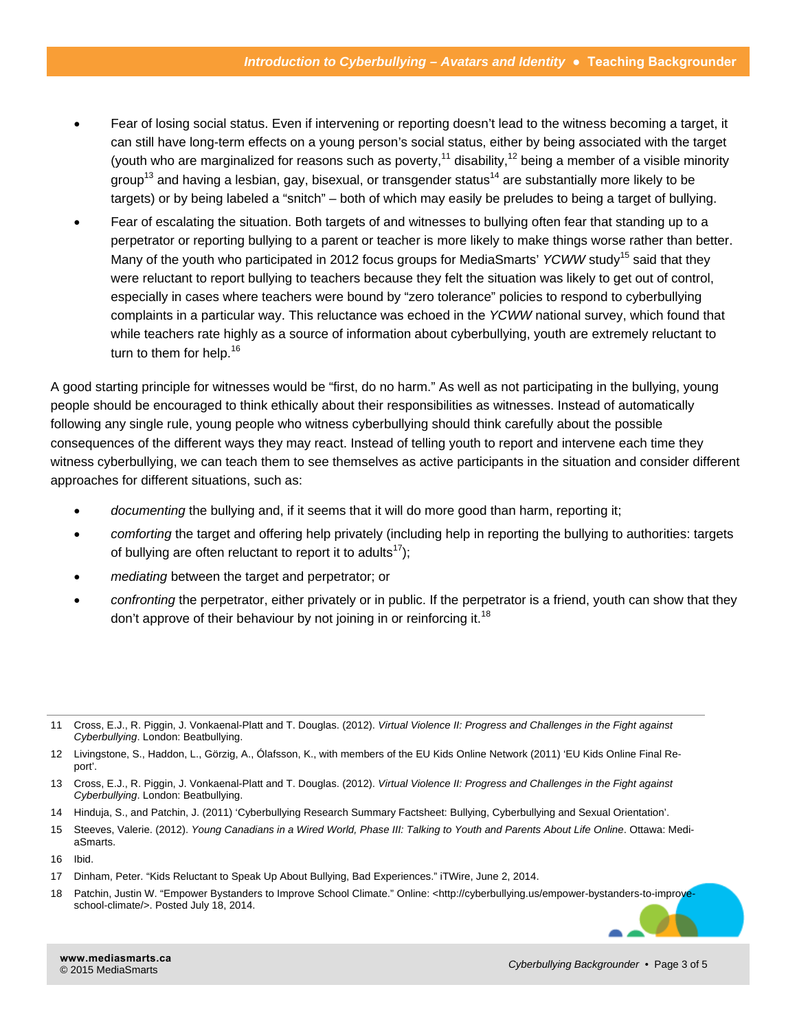- Fear of losing social status. Even if intervening or reporting doesn't lead to the witness becoming a target, it can still have long-term effects on a young person's social status, either by being associated with the target (youth who are marginalized for reasons such as poverty,[11] disability,[12] being a member of a visible minority group[13] and having a lesbian, gay, bisexual, or transgender status[14] are substantially more likely to be targets) or by being labeled a "snitch" – both of which may easily be preludes to being a target of bullying.
- Fear of escalating the situation. Both targets of and witnesses to bullying often fear that standing up to a perpetrator or reporting bullying to a parent or teacher is more likely to make things worse rather than better. Many of the youth who participated in 2012 focus groups for MediaSmarts' *YCWW* study[15] said that they were reluctant to report bullying to teachers because they felt the situation was likely to get out of control, especially in cases where teachers were bound by "zero tolerance" policies to respond to cyberbullying complaints in a particular way. This reluctance was echoed in the *YCWW* national survey, which found that while teachers rate highly as a source of information about cyberbullying, youth are extremely reluctant to turn to them for help.[16]

A good starting principle for witnesses would be "first, do no harm." As well as not participating in the bullying, young people should be encouraged to think ethically about their responsibilities as witnesses. Instead of automatically following any single rule, young people who witness cyberbullying should think carefully about the possible consequences of the different ways they may react. Instead of telling youth to report and intervene each time they witness cyberbullying, we can teach them to see themselves as active participants in the situation and consider different approaches for different situations, such as:

- *documenting* the bullying and, if it seems that it will do more good than harm, reporting it;
- *comforting* the target and offering help privately (including help in reporting the bullying to authorities: targets of bullying are often reluctant to report it to adults[17]);
- *mediating* between the target and perpetrator; or
- *confronting* the perpetrator, either privately or in public. If the perpetrator is a friend, youth can show that they don't approve of their behaviour by not joining in or reinforcing it.[18]

---

11 Cross, E.J., R. Piggin, J. Vonkaenal-Platt and T. Douglas. (2012). *Virtual Violence II: Progress and Challenges in the Fight against Cyberbullying*. London: Beatbullying.

12 Livingstone, S., Haddon, L., Görzig, A., Ólafsson, K., with members of the EU Kids Online Network (2011) 'EU Kids Online Final Report'.

13 Cross, E.J., R. Piggin, J. Vonkaenal-Platt and T. Douglas. (2012). *Virtual Violence II: Progress and Challenges in the Fight against Cyberbullying*. London: Beatbullying.

14 Hinduja, S., and Patchin, J. (2011) 'Cyberbullying Research Summary Factsheet: Bullying, Cyberbullying and Sexual Orientation'.

15 Steeves, Valerie. (2012). *Young Canadians in a Wired World, Phase III: Talking to Youth and Parents About Life Online*. Ottawa: MediaSmarts.

16 Ibid.

17 Dinham, Peter. "Kids Reluctant to Speak Up About Bullying, Bad Experiences." iTWire, June 2, 2014.

18 Patchin, Justin W. "Empower Bystanders to Improve School Climate." Online: <http://cyberbullying.us/empower-bystanders-to-improve-school-climate/>. Posted July 18, 2014.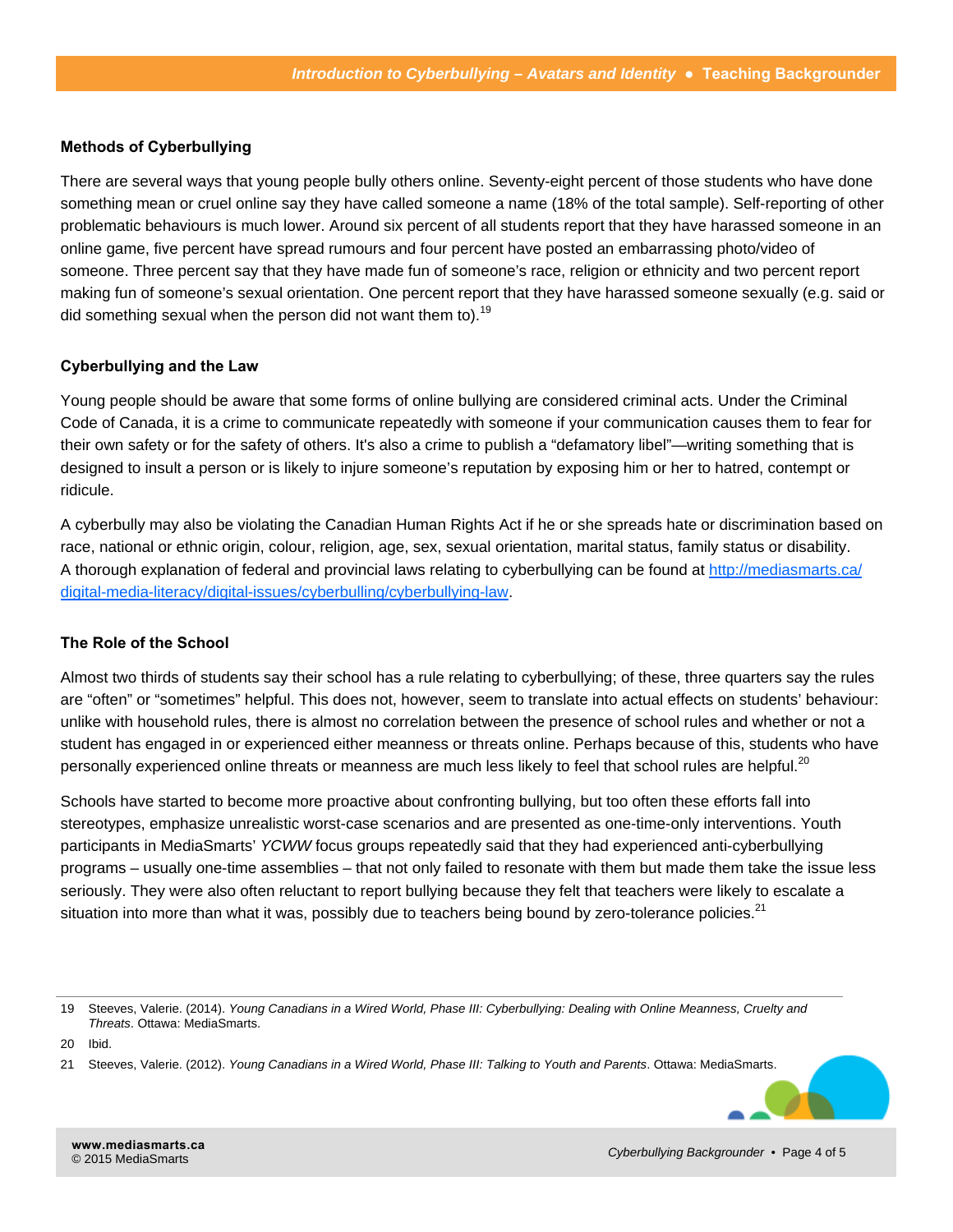### Methods of Cyberbullying

There are several ways that young people bully others online. Seventy-eight percent of those students who have done something mean or cruel online say they have called someone a name (18% of the total sample). Self-reporting of other problematic behaviours is much lower. Around six percent of all students report that they have harassed someone in an online game, five percent have spread rumours and four percent have posted an embarrassing photo/video of someone. Three percent say that they have made fun of someone's race, religion or ethnicity and two percent report making fun of someone's sexual orientation. One percent report that they have harassed someone sexually (e.g. said or did something sexual when the person did not want them to).[19]

### Cyberbullying and the Law

Young people should be aware that some forms of online bullying are considered criminal acts. Under the Criminal Code of Canada, it is a crime to communicate repeatedly with someone if your communication causes them to fear for their own safety or for the safety of others. It's also a crime to publish a "defamatory libel"—writing something that is designed to insult a person or is likely to injure someone's reputation by exposing him or her to hatred, contempt or ridicule.

A cyberbully may also be violating the Canadian Human Rights Act if he or she spreads hate or discrimination based on race, national or ethnic origin, colour, religion, age, sex, sexual orientation, marital status, family status or disability. A thorough explanation of federal and provincial laws relating to cyberbullying can be found at [http://mediasmarts.ca/digital-media-literacy/digital-issues/cyberbulling/cyberbullying-law](http://mediasmarts.ca/digital-media-literacy/digital-issues/cyberbulling/cyberbullying-law).

### The Role of the School

Almost two thirds of students say their school has a rule relating to cyberbullying; of these, three quarters say the rules are "often" or "sometimes" helpful. This does not, however, seem to translate into actual effects on students' behaviour: unlike with household rules, there is almost no correlation between the presence of school rules and whether or not a student has engaged in or experienced either meanness or threats online. Perhaps because of this, students who have personally experienced online threats or meanness are much less likely to feel that school rules are helpful.[20]

Schools have started to become more proactive about confronting bullying, but too often these efforts fall into stereotypes, emphasize unrealistic worst-case scenarios and are presented as one-time-only interventions. Youth participants in MediaSmarts' *YCWW* focus groups repeatedly said that they had experienced anti-cyberbullying programs – usually one-time assemblies – that not only failed to resonate with them but made them take the issue less seriously. They were also often reluctant to report bullying because they felt that teachers were likely to escalate a situation into more than what it was, possibly due to teachers being bound by zero-tolerance policies.[21]

---

19 Steeves, Valerie. (2014). *Young Canadians in a Wired World, Phase III: Cyberbullying: Dealing with Online Meanness, Cruelty and Threats*. Ottawa: MediaSmarts.

20 Ibid.

21 Steeves, Valerie. (2012). *Young Canadians in a Wired World, Phase III: Talking to Youth and Parents*. Ottawa: MediaSmarts.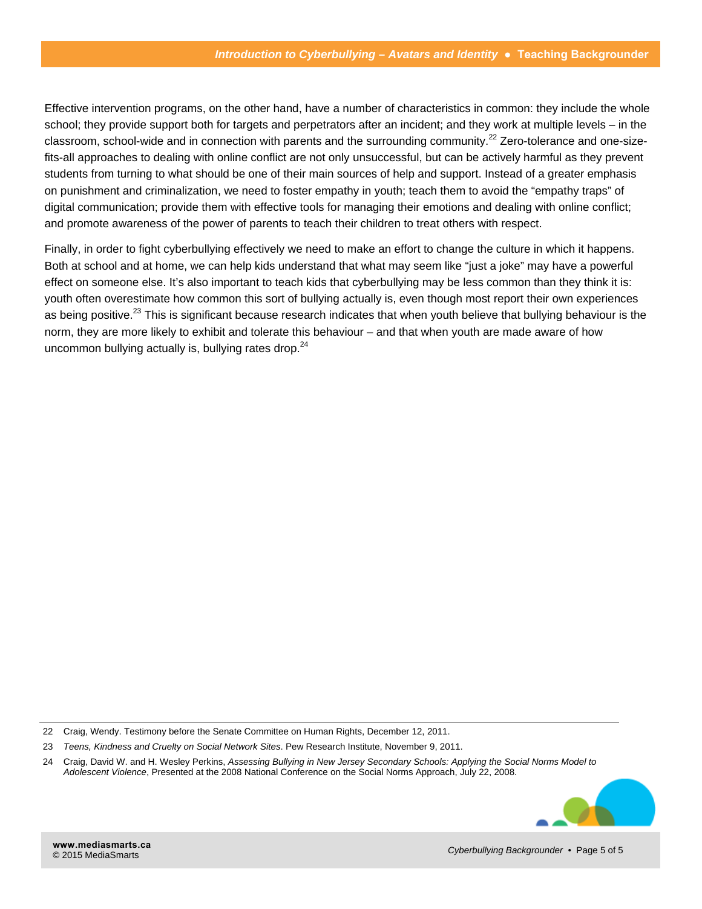Effective intervention programs, on the other hand, have a number of characteristics in common: they include the whole school; they provide support both for targets and perpetrators after an incident; and they work at multiple levels – in the classroom, school-wide and in connection with parents and the surrounding community.[22] Zero-tolerance and one-size-fits-all approaches to dealing with online conflict are not only unsuccessful, but can be actively harmful as they prevent students from turning to what should be one of their main sources of help and support. Instead of a greater emphasis on punishment and criminalization, we need to foster empathy in youth; teach them to avoid the "empathy traps" of digital communication; provide them with effective tools for managing their emotions and dealing with online conflict; and promote awareness of the power of parents to teach their children to treat others with respect.

Finally, in order to fight cyberbullying effectively we need to make an effort to change the culture in which it happens. Both at school and at home, we can help kids understand that what may seem like "just a joke" may have a powerful effect on someone else. It's also important to teach kids that cyberbullying may be less common than they think it is: youth often overestimate how common this sort of bullying actually is, even though most report their own experiences as being positive.[23] This is significant because research indicates that when youth believe that bullying behaviour is the norm, they are more likely to exhibit and tolerate this behaviour – and that when youth are made aware of how uncommon bullying actually is, bullying rates drop.[24]

---

22 Craig, Wendy. Testimony before the Senate Committee on Human Rights, December 12, 2011.

23 *Teens, Kindness and Cruelty on Social Network Sites*. Pew Research Institute, November 9, 2011.

24 Craig, David W. and H. Wesley Perkins, *Assessing Bullying in New Jersey Secondary Schools: Applying the Social Norms Model to Adolescent Violence*, Presented at the 2008 National Conference on the Social Norms Approach, July 22, 2008.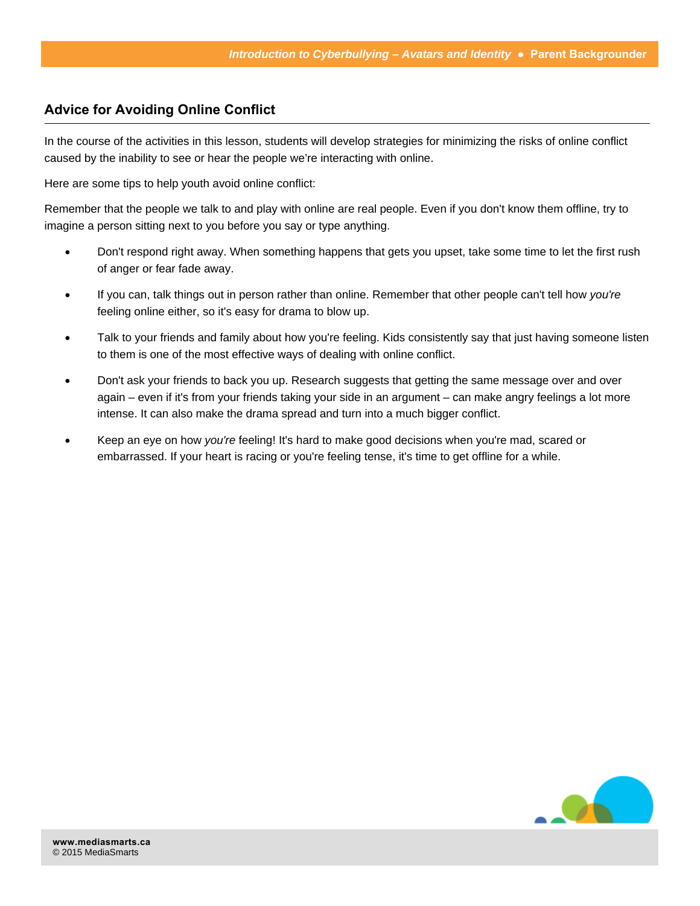## Advice for Avoiding Online Conflict

In the course of the activities in this lesson, students will develop strategies for minimizing the risks of online conflict caused by the inability to see or hear the people we're interacting with online.

Here are some tips to help youth avoid online conflict:

Remember that the people we talk to and play with online are real people. Even if you don't know them offline, try to imagine a person sitting next to you before you say or type anything.

- Don't respond right away. When something happens that gets you upset, take some time to let the first rush of anger or fear fade away.
- If you can, talk things out in person rather than online. Remember that other people can't tell how *you're* feeling online either, so it's easy for drama to blow up.
- Talk to your friends and family about how you're feeling. Kids consistently say that just having someone listen to them is one of the most effective ways of dealing with online conflict.
- Don't ask your friends to back you up. Research suggests that getting the same message over and over again – even if it's from your friends taking your side in an argument – can make angry feelings a lot more intense. It can also make the drama spread and turn into a much bigger conflict.
- Keep an eye on how *you're* feeling! It's hard to make good decisions when you're mad, scared or embarrassed. If your heart is racing or you're feeling tense, it's time to get offline for a while.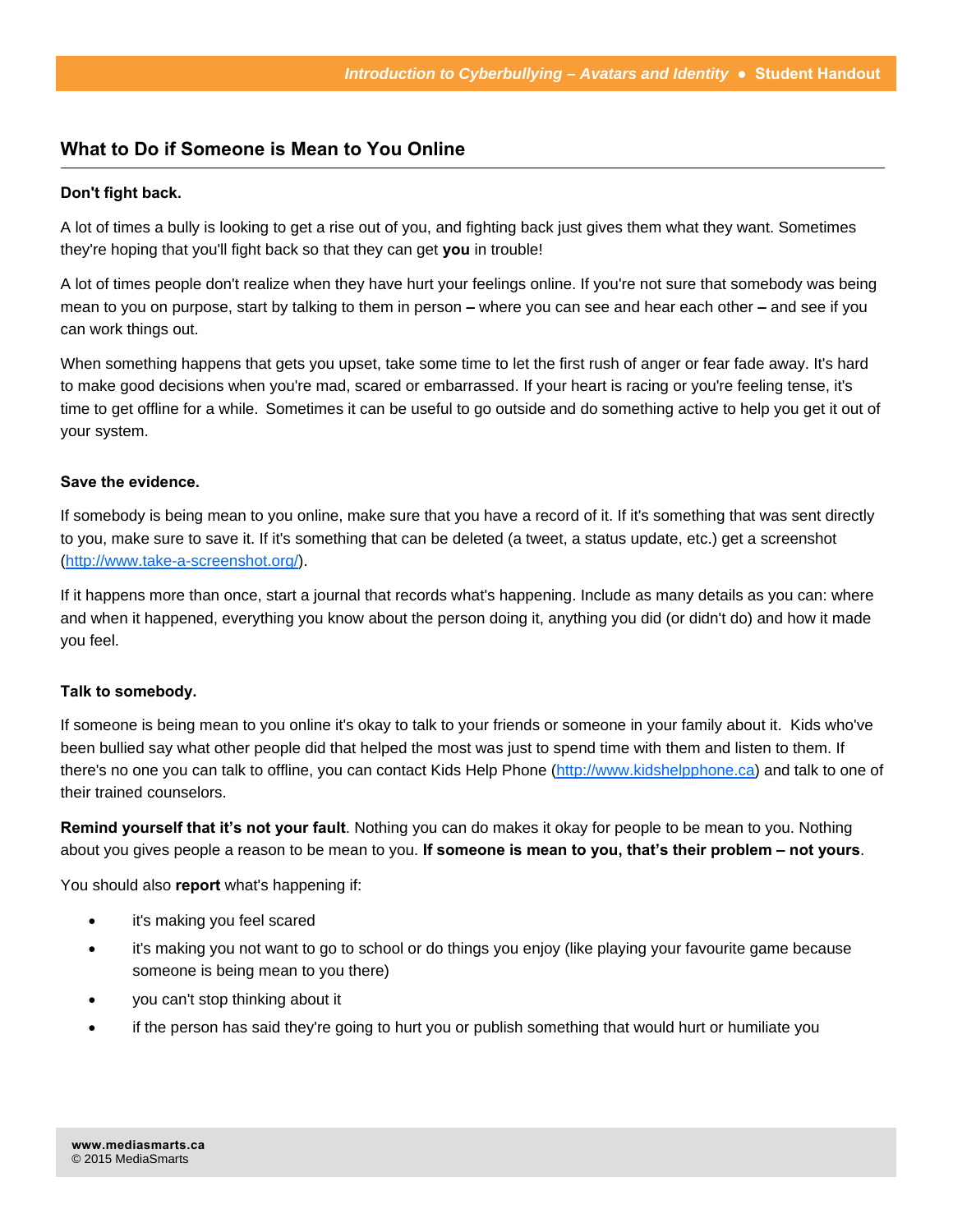## What to Do if Someone is Mean to You Online

**Don't fight back.**

A lot of times a bully is looking to get a rise out of you, and fighting back just gives them what they want. Sometimes they're hoping that you'll fight back so that they can get **you** in trouble!

A lot of times people don't realize when they have hurt your feelings online. If you're not sure that somebody was being mean to you on purpose, start by talking to them in person **–** where you can see and hear each other **–** and see if you can work things out.

When something happens that gets you upset, take some time to let the first rush of anger or fear fade away. It's hard to make good decisions when you're mad, scared or embarrassed. If your heart is racing or you're feeling tense, it's time to get offline for a while. Sometimes it can be useful to go outside and do something active to help you get it out of your system.

**Save the evidence.**

If somebody is being mean to you online, make sure that you have a record of it. If it's something that was sent directly to you, make sure to save it. If it's something that can be deleted (a tweet, a status update, etc.) get a screenshot (http://www.take-a-screenshot.org/).

If it happens more than once, start a journal that records what's happening. Include as many details as you can: where and when it happened, everything you know about the person doing it, anything you did (or didn't do) and how it made you feel.

**Talk to somebody.**

If someone is being mean to you online it's okay to talk to your friends or someone in your family about it. Kids who've been bullied say what other people did that helped the most was just to spend time with them and listen to them. If there's no one you can talk to offline, you can contact Kids Help Phone (http://www.kidshelpphone.ca) and talk to one of their trained counselors.

**Remind yourself that it's not your fault**. Nothing you can do makes it okay for people to be mean to you. Nothing about you gives people a reason to be mean to you. **If someone is mean to you, that's their problem – not yours**.

You should also **report** what's happening if:

- it's making you feel scared
- it's making you not want to go to school or do things you enjoy (like playing your favourite game because someone is being mean to you there)
- you can't stop thinking about it
- if the person has said they're going to hurt you or publish something that would hurt or humiliate you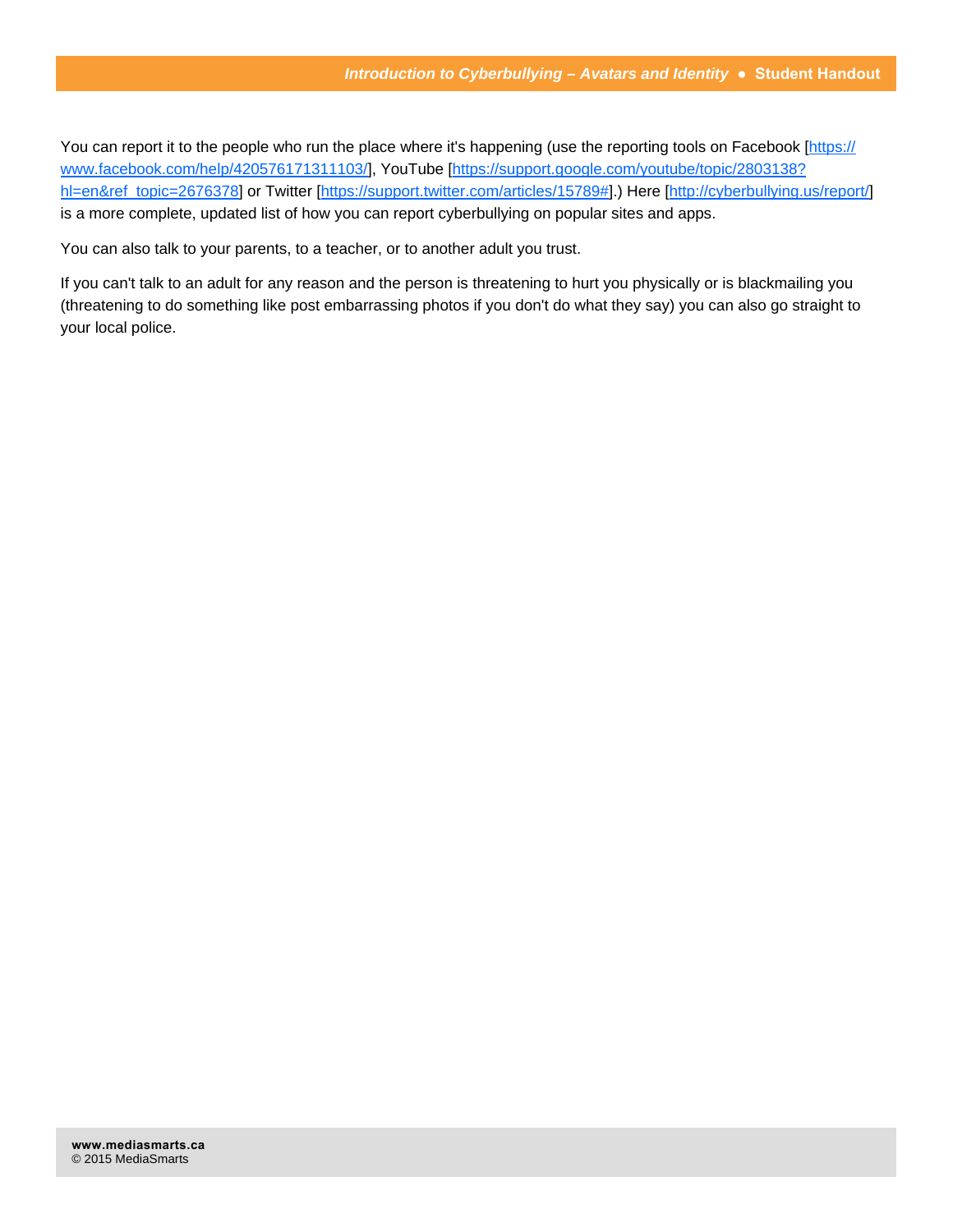You can report it to the people who run the place where it's happening (use the reporting tools on Facebook [https://www.facebook.com/help/420576171311103/], YouTube [https://support.google.com/youtube/topic/2803138?hl=en&ref_topic=2676378] or Twitter [https://support.twitter.com/articles/15789#].) Here [http://cyberbullying.us/report/] is a more complete, updated list of how you can report cyberbullying on popular sites and apps.

You can also talk to your parents, to a teacher, or to another adult you trust.

If you can't talk to an adult for any reason and the person is threatening to hurt you physically or is blackmailing you (threatening to do something like post embarrassing photos if you don't do what they say) you can also go straight to your local police.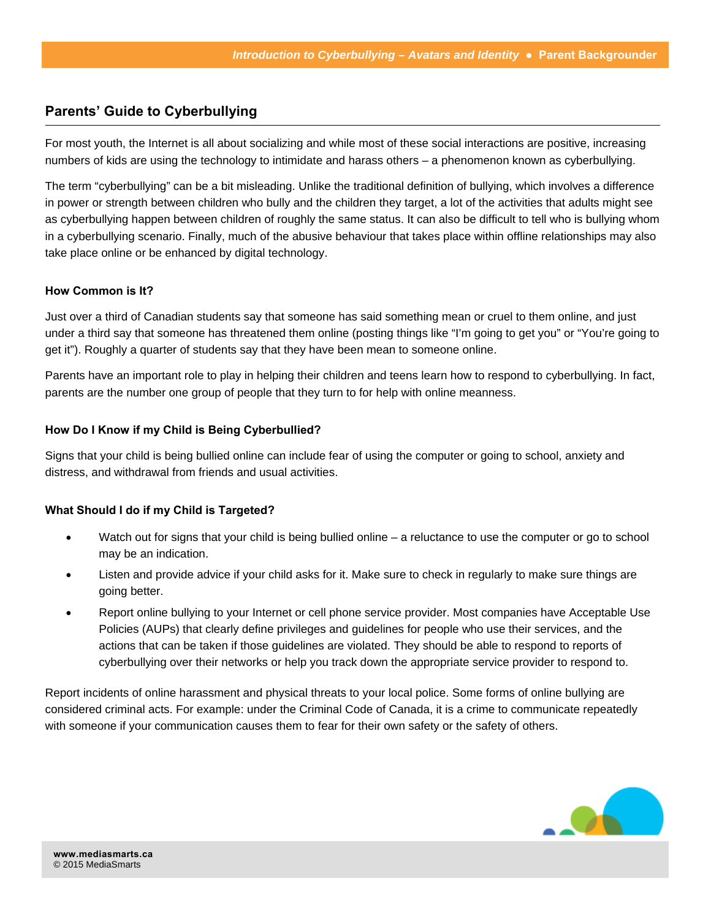## Parents' Guide to Cyberbullying

For most youth, the Internet is all about socializing and while most of these social interactions are positive, increasing numbers of kids are using the technology to intimidate and harass others – a phenomenon known as cyberbullying.

The term "cyberbullying" can be a bit misleading. Unlike the traditional definition of bullying, which involves a difference in power or strength between children who bully and the children they target, a lot of the activities that adults might see as cyberbullying happen between children of roughly the same status. It can also be difficult to tell who is bullying whom in a cyberbullying scenario. Finally, much of the abusive behaviour that takes place within offline relationships may also take place online or be enhanced by digital technology.

### How Common is It?

Just over a third of Canadian students say that someone has said something mean or cruel to them online, and just under a third say that someone has threatened them online (posting things like "I'm going to get you" or "You're going to get it"). Roughly a quarter of students say that they have been mean to someone online.

Parents have an important role to play in helping their children and teens learn how to respond to cyberbullying. In fact, parents are the number one group of people that they turn to for help with online meanness.

### How Do I Know if my Child is Being Cyberbullied?

Signs that your child is being bullied online can include fear of using the computer or going to school, anxiety and distress, and withdrawal from friends and usual activities.

### What Should I do if my Child is Targeted?

- Watch out for signs that your child is being bullied online – a reluctance to use the computer or go to school may be an indication.
- Listen and provide advice if your child asks for it. Make sure to check in regularly to make sure things are going better.
- Report online bullying to your Internet or cell phone service provider. Most companies have Acceptable Use Policies (AUPs) that clearly define privileges and guidelines for people who use their services, and the actions that can be taken if those guidelines are violated. They should be able to respond to reports of cyberbullying over their networks or help you track down the appropriate service provider to respond to.

Report incidents of online harassment and physical threats to your local police. Some forms of online bullying are considered criminal acts. For example: under the Criminal Code of Canada, it is a crime to communicate repeatedly with someone if your communication causes them to fear for their own safety or the safety of others.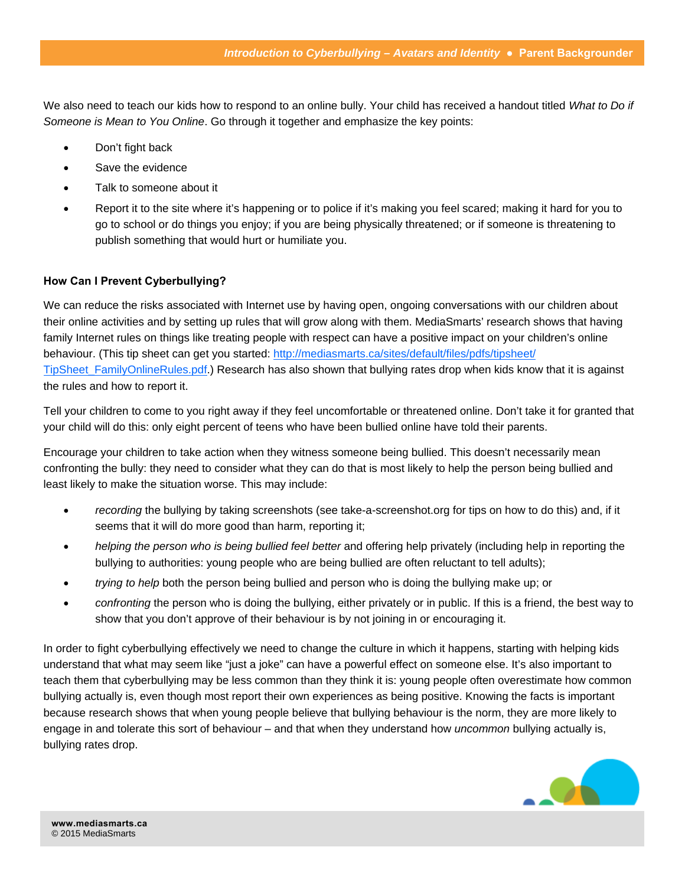We also need to teach our kids how to respond to an online bully. Your child has received a handout titled *What to Do if Someone is Mean to You Online*. Go through it together and emphasize the key points:

- Don't fight back
- Save the evidence
- Talk to someone about it
- Report it to the site where it's happening or to police if it's making you feel scared; making it hard for you to go to school or do things you enjoy; if you are being physically threatened; or if someone is threatening to publish something that would hurt or humiliate you.

**How Can I Prevent Cyberbullying?**

We can reduce the risks associated with Internet use by having open, ongoing conversations with our children about their online activities and by setting up rules that will grow along with them. MediaSmarts' research shows that having family Internet rules on things like treating people with respect can have a positive impact on your children's online behaviour. (This tip sheet can get you started: [http://mediasmarts.ca/sites/default/files/pdfs/tipsheet/TipSheet_FamilyOnlineRules.pdf](http://mediasmarts.ca/sites/default/files/pdfs/tipsheet/TipSheet_FamilyOnlineRules.pdf).) Research has also shown that bullying rates drop when kids know that it is against the rules and how to report it.

Tell your children to come to you right away if they feel uncomfortable or threatened online. Don't take it for granted that your child will do this: only eight percent of teens who have been bullied online have told their parents.

Encourage your children to take action when they witness someone being bullied. This doesn't necessarily mean confronting the bully: they need to consider what they can do that is most likely to help the person being bullied and least likely to make the situation worse. This may include:

- *recording* the bullying by taking screenshots (see take-a-screenshot.org for tips on how to do this) and, if it seems that it will do more good than harm, reporting it;
- *helping the person who is being bullied feel better* and offering help privately (including help in reporting the bullying to authorities: young people who are being bullied are often reluctant to tell adults);
- *trying to help* both the person being bullied and person who is doing the bullying make up; or
- *confronting* the person who is doing the bullying, either privately or in public. If this is a friend, the best way to show that you don't approve of their behaviour is by not joining in or encouraging it.

In order to fight cyberbullying effectively we need to change the culture in which it happens, starting with helping kids understand that what may seem like "just a joke" can have a powerful effect on someone else. It's also important to teach them that cyberbullying may be less common than they think it is: young people often overestimate how common bullying actually is, even though most report their own experiences as being positive. Knowing the facts is important because research shows that when young people believe that bullying behaviour is the norm, they are more likely to engage in and tolerate this sort of behaviour – and that when they understand how *uncommon* bullying actually is, bullying rates drop.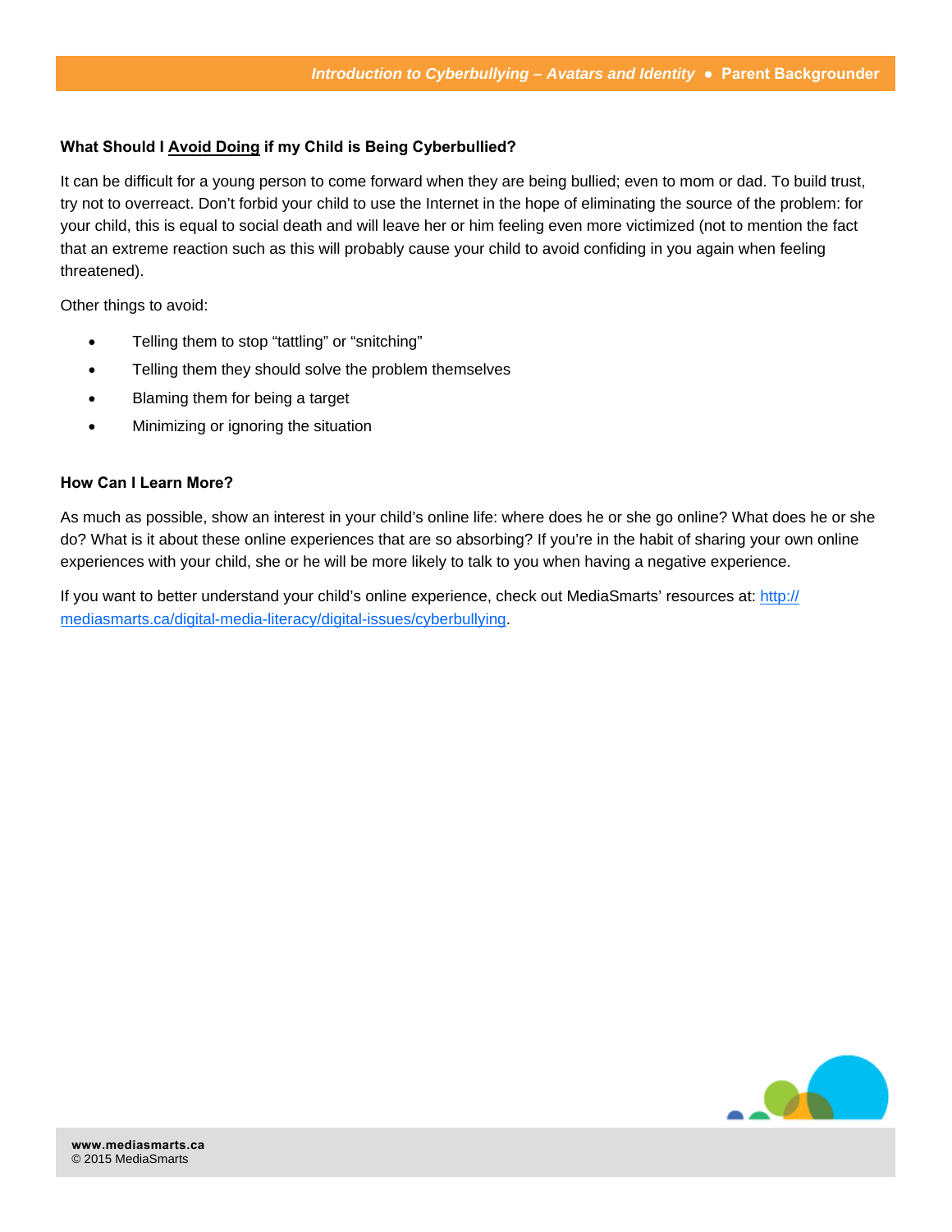### What Should I <u>Avoid Doing</u> if my Child is Being Cyberbullied?

It can be difficult for a young person to come forward when they are being bullied; even to mom or dad. To build trust, try not to overreact. Don't forbid your child to use the Internet in the hope of eliminating the source of the problem: for your child, this is equal to social death and will leave her or him feeling even more victimized (not to mention the fact that an extreme reaction such as this will probably cause your child to avoid confiding in you again when feeling threatened).

Other things to avoid:

- Telling them to stop "tattling" or "snitching"
- Telling them they should solve the problem themselves
- Blaming them for being a target
- Minimizing or ignoring the situation

### How Can I Learn More?

As much as possible, show an interest in your child's online life: where does he or she go online? What does he or she do? What is it about these online experiences that are so absorbing? If you're in the habit of sharing your own online experiences with your child, she or he will be more likely to talk to you when having a negative experience.

If you want to better understand your child's online experience, check out MediaSmarts' resources at: [http://mediasmarts.ca/digital-media-literacy/digital-issues/cyberbullying](http://mediasmarts.ca/digital-media-literacy/digital-issues/cyberbullying).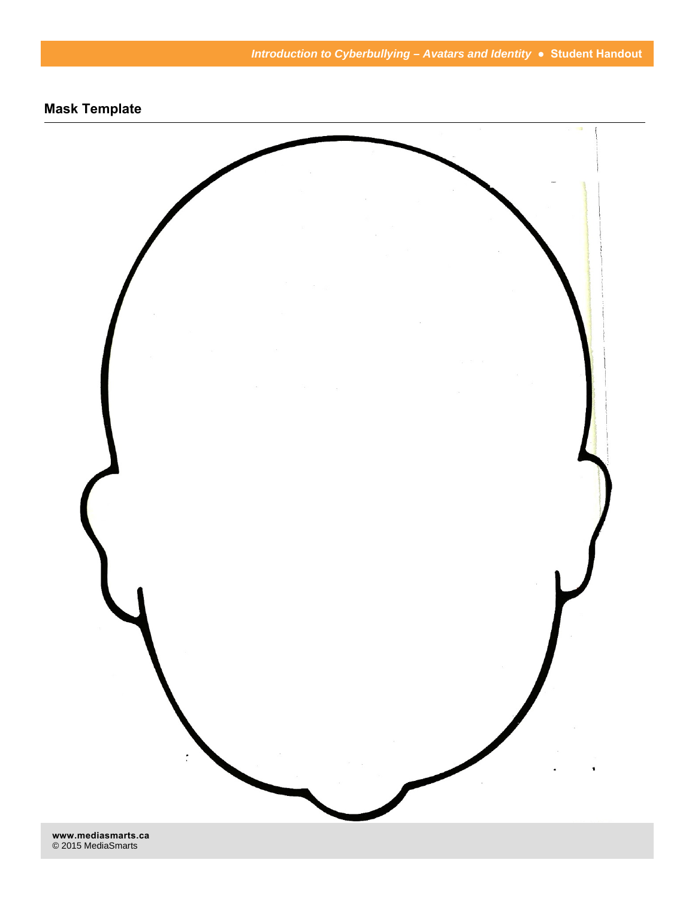## Mask Template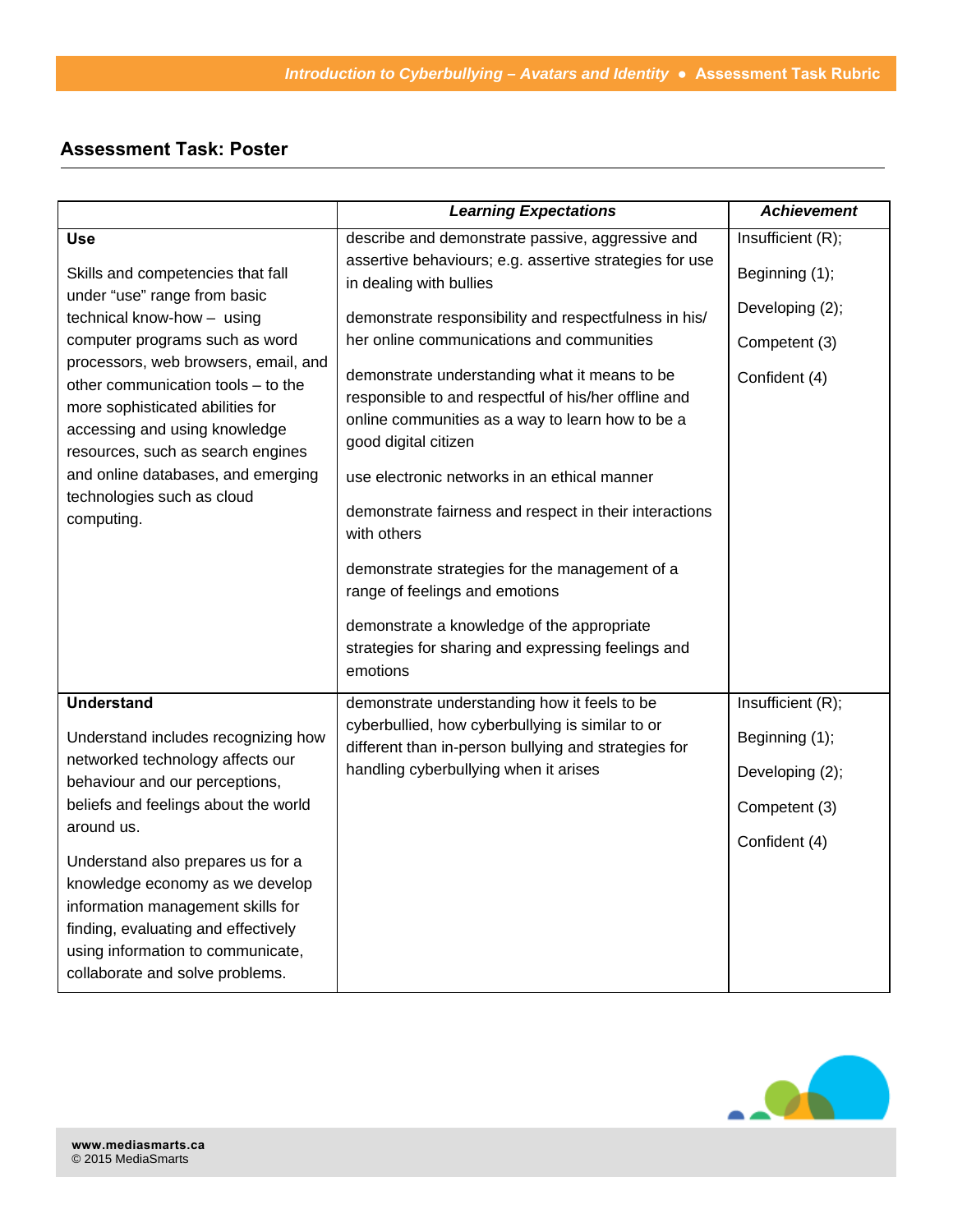## Assessment Task: Poster

| | *Learning Expectations* | *Achievement* |
|---|---|---|
| **Use**<br><br>Skills and competencies that fall under "use" range from basic technical know-how – using computer programs such as word processors, web browsers, email, and other communication tools – to the more sophisticated abilities for accessing and using knowledge resources, such as search engines and online databases, and emerging technologies such as cloud computing. | describe and demonstrate passive, aggressive and assertive behaviours; e.g. assertive strategies for use in dealing with bullies<br><br>demonstrate responsibility and respectfulness in his/ her online communications and communities<br><br>demonstrate understanding what it means to be responsible to and respectful of his/her offline and online communities as a way to learn how to be a good digital citizen<br><br>use electronic networks in an ethical manner<br><br>demonstrate fairness and respect in their interactions with others<br><br>demonstrate strategies for the management of a range of feelings and emotions<br><br>demonstrate a knowledge of the appropriate strategies for sharing and expressing feelings and emotions | Insufficient (R);<br><br>Beginning (1);<br><br>Developing (2);<br><br>Competent (3)<br><br>Confident (4) |
| **Understand**<br><br>Understand includes recognizing how networked technology affects our behaviour and our perceptions, beliefs and feelings about the world around us.<br><br>Understand also prepares us for a knowledge economy as we develop information management skills for finding, evaluating and effectively using information to communicate, collaborate and solve problems. | demonstrate understanding how it feels to be cyberbullied, how cyberbullying is similar to or different than in-person bullying and strategies for handling cyberbullying when it arises | Insufficient (R);<br><br>Beginning (1);<br><br>Developing (2);<br><br>Competent (3)<br><br>Confident (4) |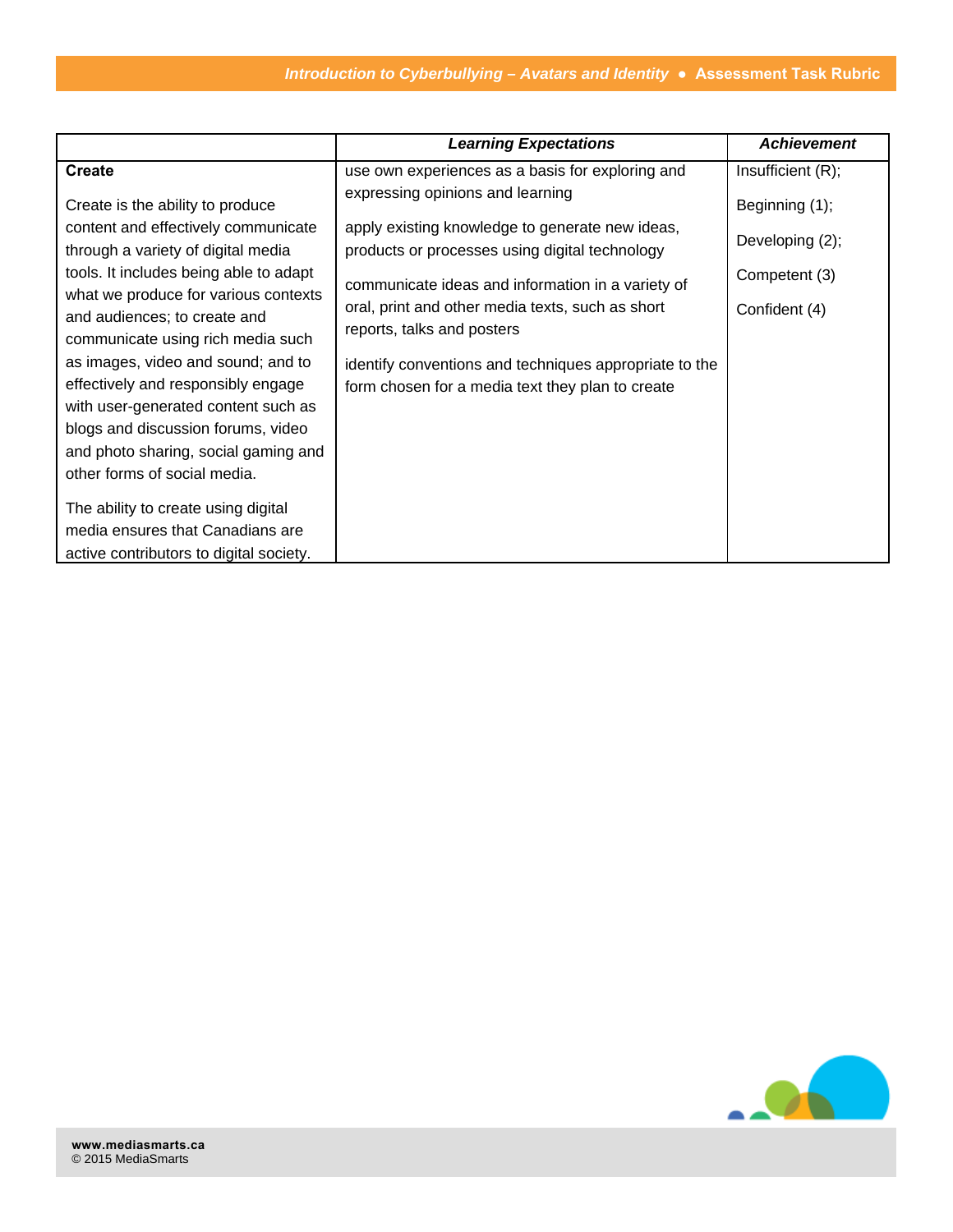| | *Learning Expectations* | *Achievement* |
|---|---|---|
| **Create**<br><br>Create is the ability to produce content and effectively communicate through a variety of digital media tools. It includes being able to adapt what we produce for various contexts and audiences; to create and communicate using rich media such as images, video and sound; and to effectively and responsibly engage with user-generated content such as blogs and discussion forums, video and photo sharing, social gaming and other forms of social media.<br><br>The ability to create using digital media ensures that Canadians are active contributors to digital society. | use own experiences as a basis for exploring and expressing opinions and learning<br><br>apply existing knowledge to generate new ideas, products or processes using digital technology<br><br>communicate ideas and information in a variety of oral, print and other media texts, such as short reports, talks and posters<br><br>identify conventions and techniques appropriate to the form chosen for a media text they plan to create | Insufficient (R);<br><br>Beginning (1);<br><br>Developing (2);<br><br>Competent (3)<br><br>Confident (4) |